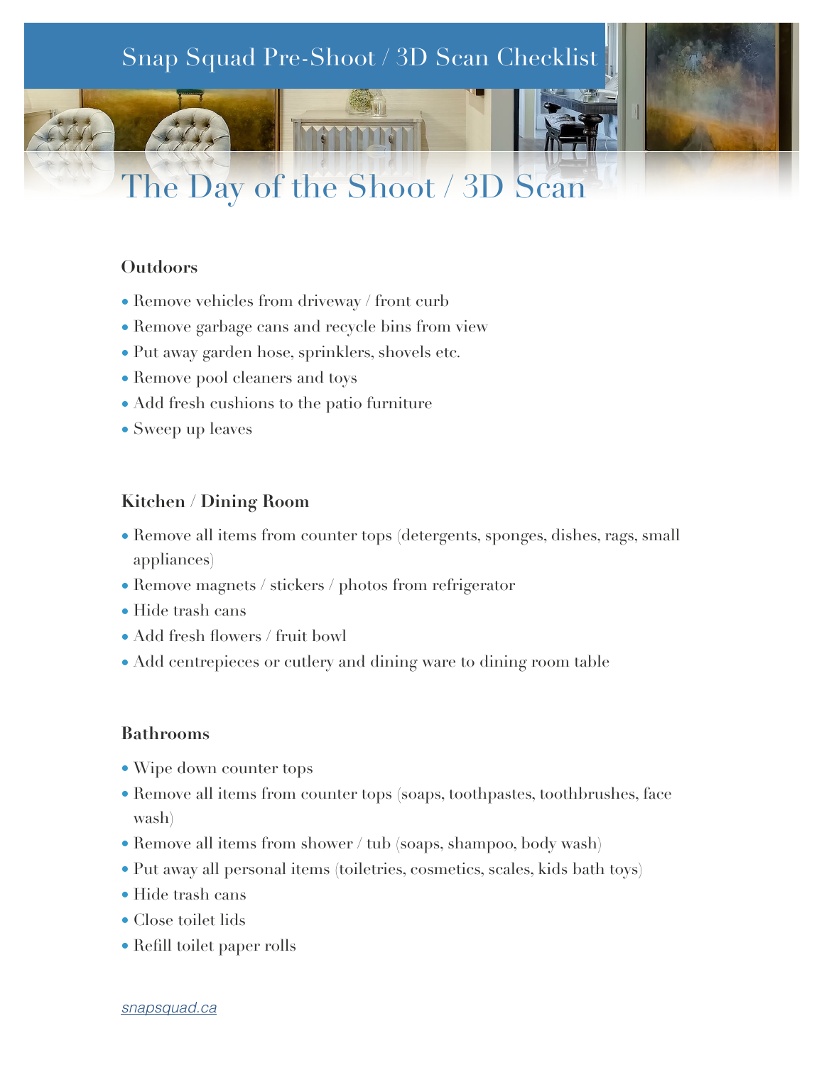# Snap Squad Pre-Shoot / 3D Scan Checklist

## The Day of the Shoot / 3D Scan

### Outdoors

- Remove vehicles from driveway / front curb
- Remove garbage cans and recycle bins from view
- Put away garden hose, sprinklers, shovels etc.
- Remove pool cleaners and toys
- Add fresh cushions to the patio furniture
- Sweep up leaves

### Kitchen / Dining Room

- Remove all items from counter tops (detergents, sponges, dishes, rags, small appliances)
- Remove magnets / stickers / photos from refrigerator
- Hide trash cans
- Add fresh flowers / fruit bowl
- Add centrepieces or cutlery and dining ware to dining room table

### Bathrooms

- Wipe down counter tops
- Remove all items from counter tops (soaps, toothpastes, toothbrushes, face wash)
- Remove all items from shower / tub (soaps, shampoo, body wash)
- Put away all personal items (toiletries, cosmetics, scales, kids bath toys)
- Hide trash cans
- Close toilet lids
- Refill toilet paper rolls

snapsquad.ca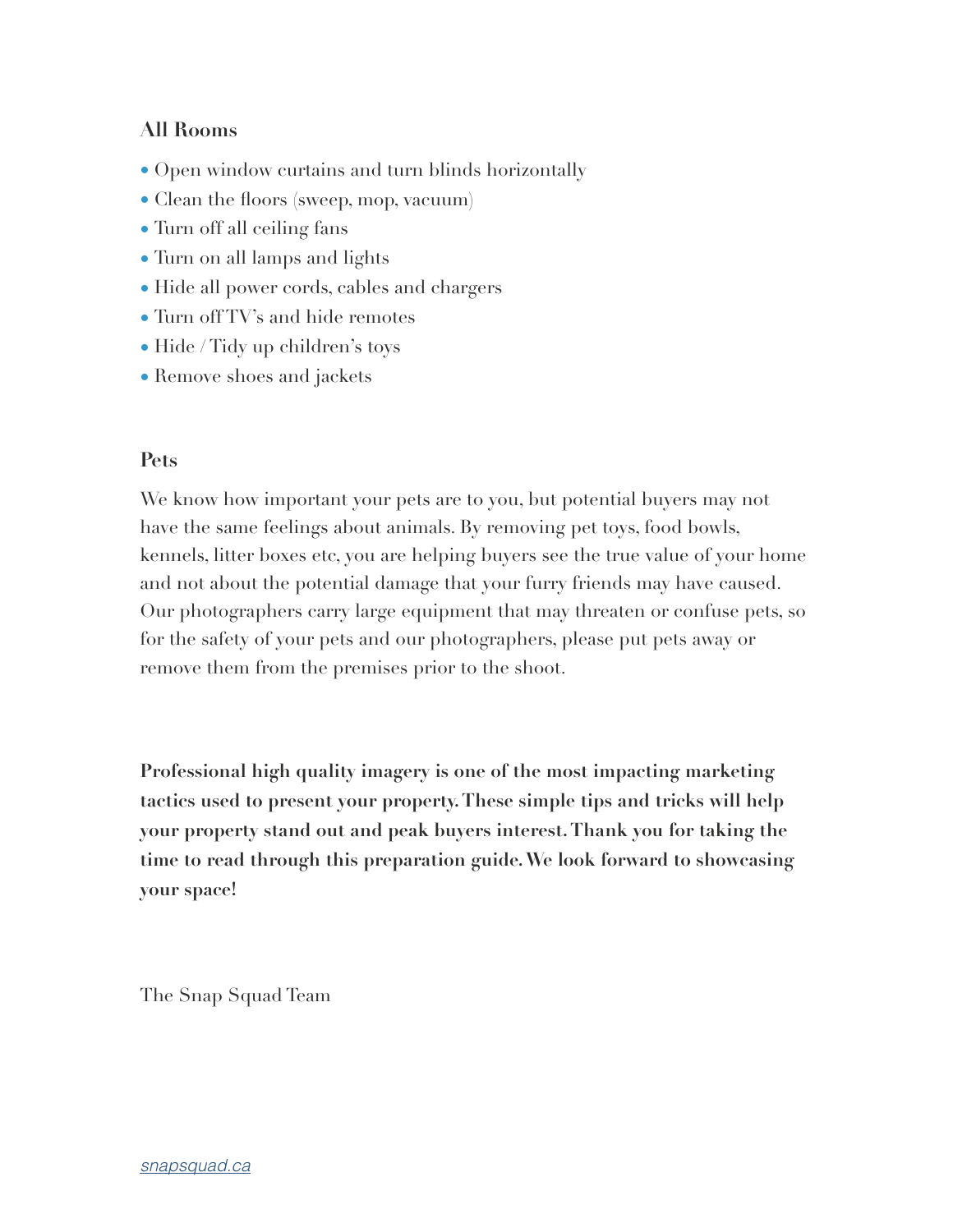### All Rooms

- Open window curtains and turn blinds horizontally
- Clean the floors (sweep, mop, vacuum)
- Turn off all ceiling fans
- Turn on all lamps and lights
- Hide all power cords, cables and chargers
- Turn off TV's and hide remotes
- Hide / Tidy up children's toys
- Remove shoes and jackets

### Pets

We know how important your pets are to you, but potential buyers may not have the same feelings about animals. By removing pet toys, food bowls, kennels, litter boxes etc, you are helping buyers see the true value of your home and not about the potential damage that your furry friends may have caused. Our photographers carry large equipment that may threaten or confuse pets, so for the safety of your pets and our photographers, please put pets away or remove them from the premises prior to the shoot.

**Professional high quality imagery is one of the most impacting marketing tactics used to present your property. These simple tips and tricks will help your property stand out and peak buyers interest. Thank you for taking the time to read through this preparation guide. We look forward to showcasing your space!**

The Snap Squad Team

*snapsquad.ca*